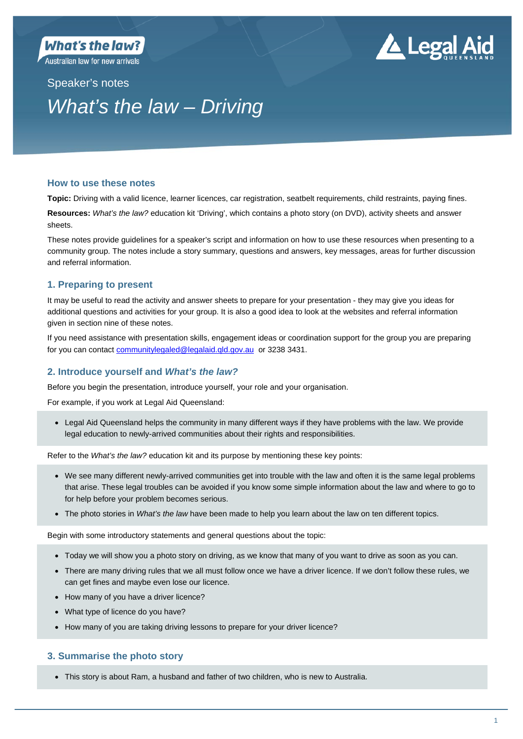What's the law?
Australian law for new arrivals

Legal Aid QUEENSLAND

Speaker's notes

# *What's the law – Driving*

## How to use these notes

**Topic:** Driving with a valid licence, learner licences, car registration, seatbelt requirements, child restraints, paying fines.

**Resources:** *What's the law?* education kit 'Driving', which contains a photo story (on DVD), activity sheets and answer sheets.

These notes provide guidelines for a speaker's script and information on how to use these resources when presenting to a community group. The notes include a story summary, questions and answers, key messages, areas for further discussion and referral information.

## 1. Preparing to present

It may be useful to read the activity and answer sheets to prepare for your presentation - they may give you ideas for additional questions and activities for your group. It is also a good idea to look at the websites and referral information given in section nine of these notes.

If you need assistance with presentation skills, engagement ideas or coordination support for the group you are preparing for you can contact communitylegaled@legalaid.qld.gov.au or 3238 3431.

## 2. Introduce yourself and *What's the law?*

Before you begin the presentation, introduce yourself, your role and your organisation.

For example, if you work at Legal Aid Queensland:

- Legal Aid Queensland helps the community in many different ways if they have problems with the law. We provide legal education to newly-arrived communities about their rights and responsibilities.

Refer to the *What's the law?* education kit and its purpose by mentioning these key points:

- We see many different newly-arrived communities get into trouble with the law and often it is the same legal problems that arise. These legal troubles can be avoided if you know some simple information about the law and where to go to for help before your problem becomes serious.
- The photo stories in *What's the law* have been made to help you learn about the law on ten different topics.

Begin with some introductory statements and general questions about the topic:

- Today we will show you a photo story on driving, as we know that many of you want to drive as soon as you can.
- There are many driving rules that we all must follow once we have a driver licence. If we don't follow these rules, we can get fines and maybe even lose our licence.
- How many of you have a driver licence?
- What type of licence do you have?
- How many of you are taking driving lessons to prepare for your driver licence?

## 3. Summarise the photo story

- This story is about Ram, a husband and father of two children, who is new to Australia.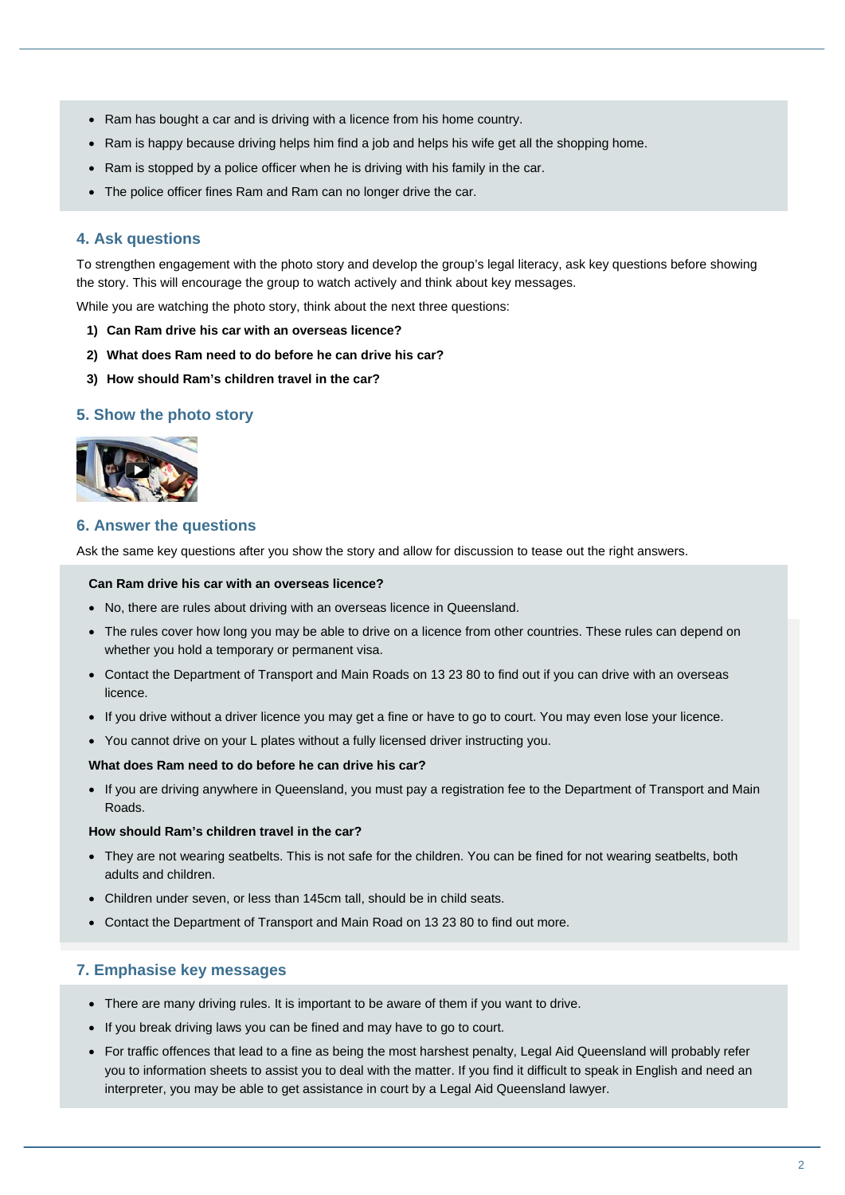- Ram has bought a car and is driving with a licence from his home country.
- Ram is happy because driving helps him find a job and helps his wife get all the shopping home.
- Ram is stopped by a police officer when he is driving with his family in the car.
- The police officer fines Ram and Ram can no longer drive the car.

## 4. Ask questions

To strengthen engagement with the photo story and develop the group's legal literacy, ask key questions before showing the story. This will encourage the group to watch actively and think about key messages.

While you are watching the photo story, think about the next three questions:

1) **Can Ram drive his car with an overseas licence?**
2) **What does Ram need to do before he can drive his car?**
3) **How should Ram's children travel in the car?**

## 5. Show the photo story

## 6. Answer the questions

Ask the same key questions after you show the story and allow for discussion to tease out the right answers.

**Can Ram drive his car with an overseas licence?**

- No, there are rules about driving with an overseas licence in Queensland.
- The rules cover how long you may be able to drive on a licence from other countries. These rules can depend on whether you hold a temporary or permanent visa.
- Contact the Department of Transport and Main Roads on 13 23 80 to find out if you can drive with an overseas licence.
- If you drive without a driver licence you may get a fine or have to go to court. You may even lose your licence.
- You cannot drive on your L plates without a fully licensed driver instructing you.

**What does Ram need to do before he can drive his car?**

- If you are driving anywhere in Queensland, you must pay a registration fee to the Department of Transport and Main Roads.

**How should Ram's children travel in the car?**

- They are not wearing seatbelts. This is not safe for the children. You can be fined for not wearing seatbelts, both adults and children.
- Children under seven, or less than 145cm tall, should be in child seats.
- Contact the Department of Transport and Main Road on 13 23 80 to find out more.

## 7. Emphasise key messages

- There are many driving rules. It is important to be aware of them if you want to drive.
- If you break driving laws you can be fined and may have to go to court.
- For traffic offences that lead to a fine as being the most harshest penalty, Legal Aid Queensland will probably refer you to information sheets to assist you to deal with the matter. If you find it difficult to speak in English and need an interpreter, you may be able to get assistance in court by a Legal Aid Queensland lawyer.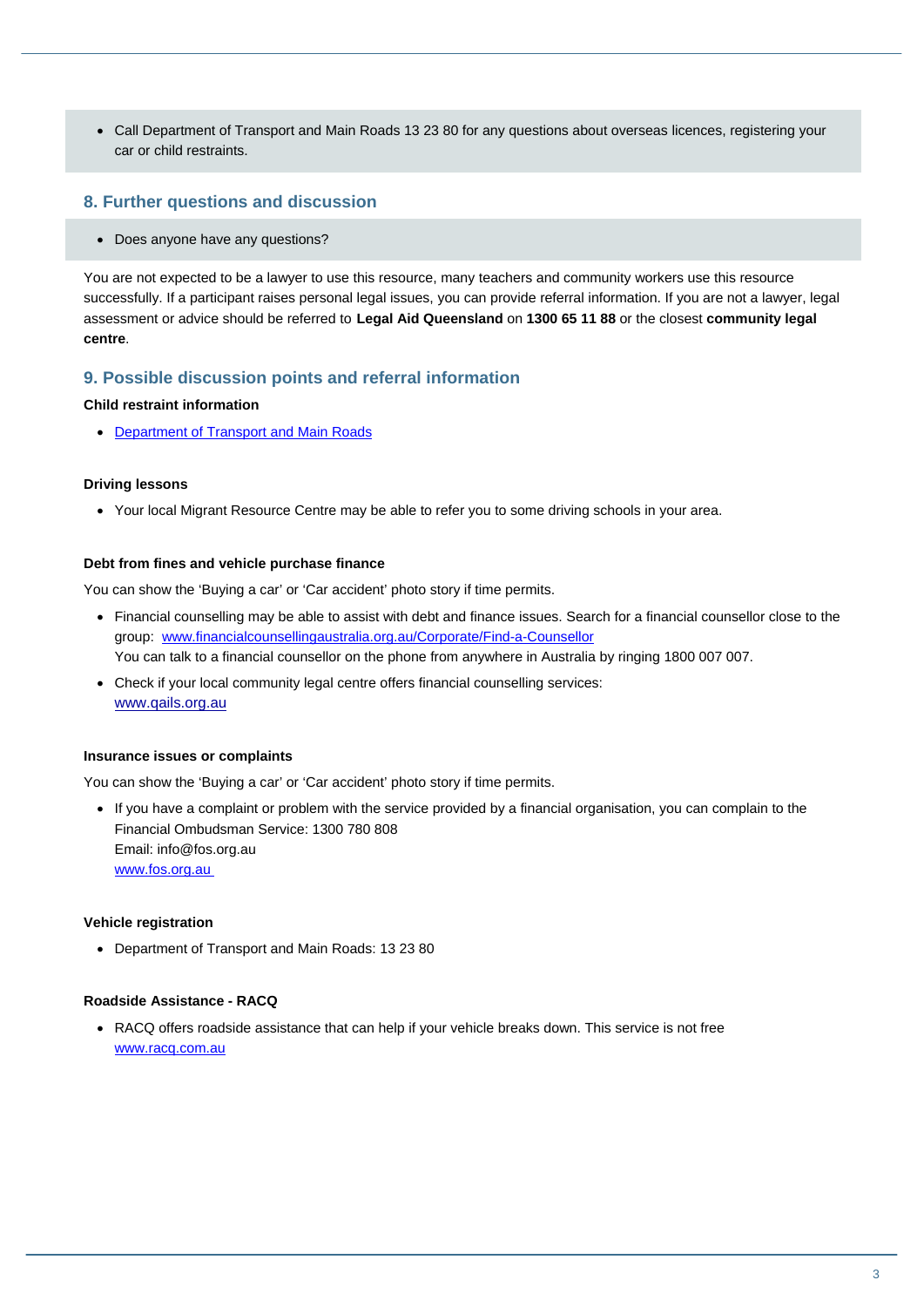- Call Department of Transport and Main Roads 13 23 80 for any questions about overseas licences, registering your car or child restraints.

## 8. Further questions and discussion

- Does anyone have any questions?

You are not expected to be a lawyer to use this resource, many teachers and community workers use this resource successfully. If a participant raises personal legal issues, you can provide referral information. If you are not a lawyer, legal assessment or advice should be referred to **Legal Aid Queensland** on **1300 65 11 88** or the closest **community legal centre**.

## 9. Possible discussion points and referral information

**Child restraint information**

- Department of Transport and Main Roads

**Driving lessons**

- Your local Migrant Resource Centre may be able to refer you to some driving schools in your area.

**Debt from fines and vehicle purchase finance**

You can show the 'Buying a car' or 'Car accident' photo story if time permits.

- Financial counselling may be able to assist with debt and finance issues. Search for a financial counsellor close to the group: www.financialcounsellingaustralia.org.au/Corporate/Find-a-Counsellor
  You can talk to a financial counsellor on the phone from anywhere in Australia by ringing 1800 007 007.
- Check if your local community legal centre offers financial counselling services: www.qails.org.au

**Insurance issues or complaints**

You can show the 'Buying a car' or 'Car accident' photo story if time permits.

- If you have a complaint or problem with the service provided by a financial organisation, you can complain to the Financial Ombudsman Service: 1300 780 808
  Email: info@fos.org.au
  www.fos.org.au

**Vehicle registration**

- Department of Transport and Main Roads: 13 23 80

**Roadside Assistance - RACQ**

- RACQ offers roadside assistance that can help if your vehicle breaks down. This service is not free
  www.racq.com.au